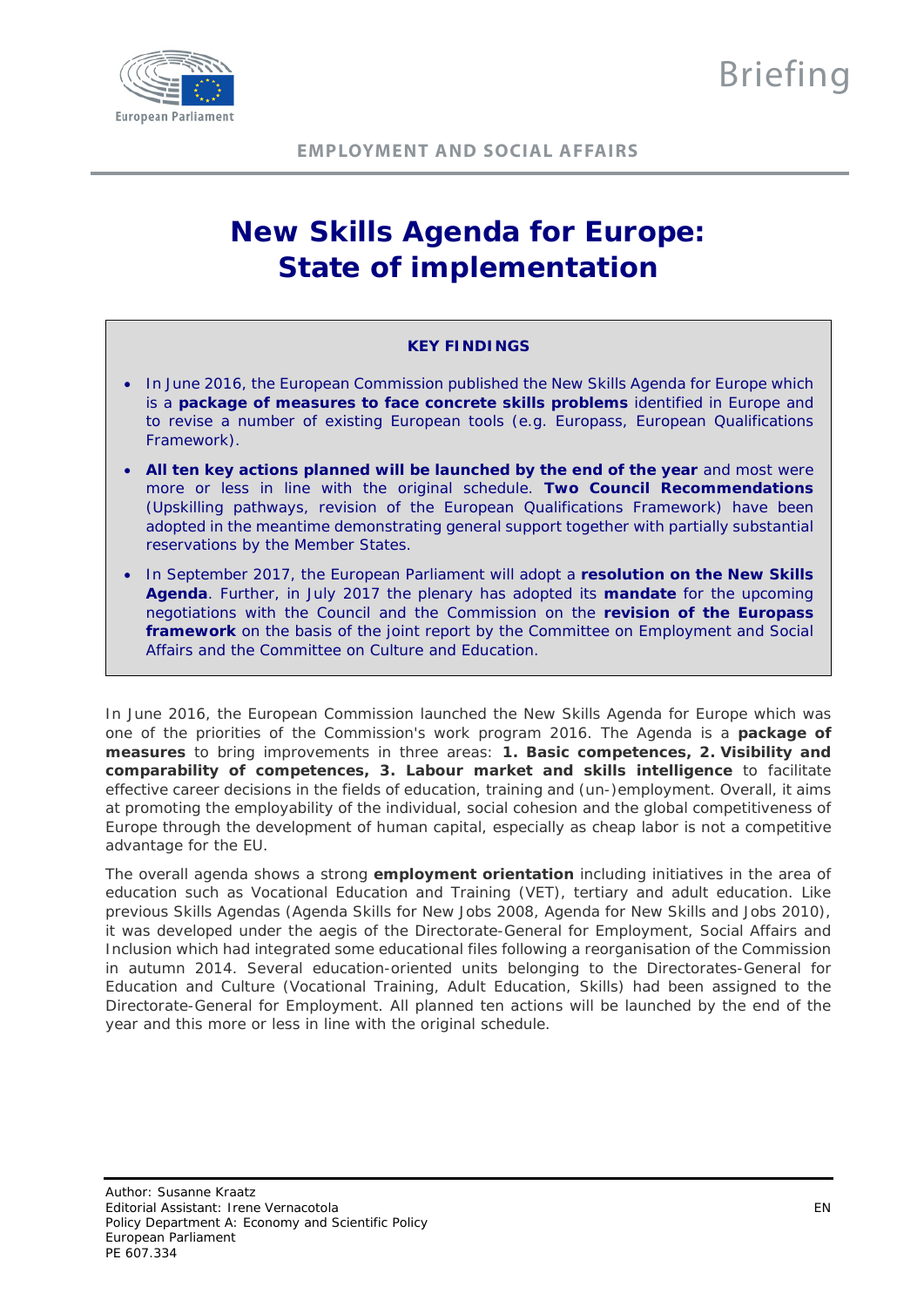Briefing

EMPLOYMENT AND SOCIAL AFFAIRS

# New Skills Agenda for Europe: State of implementation

**KEY FINDINGS**

- In June 2016, the European Commission published the New Skills Agenda for Europe which is a **package of measures to face concrete skills problems** identified in Europe and to revise a number of existing European tools (e.g. Europass, European Qualifications Framework).
- **All ten key actions planned will be launched by the end of the year** and most were more or less in line with the original schedule. **Two Council Recommendations** (Upskilling pathways, revision of the European Qualifications Framework) have been adopted in the meantime demonstrating general support together with partially substantial reservations by the Member States.
- In September 2017, the European Parliament will adopt a **resolution on the New Skills Agenda**. Further, in July 2017 the plenary has adopted its **mandate** for the upcoming negotiations with the Council and the Commission on the **revision of the Europass framework** on the basis of the joint report by the Committee on Employment and Social Affairs and the Committee on Culture and Education.

In June 2016, the European Commission launched the New Skills Agenda for Europe which was one of the priorities of the Commission's work program 2016. The Agenda is a **package of measures** to bring improvements in three areas: **1. Basic competences, 2. Visibility and comparability of competences, 3. Labour market and skills intelligence** to facilitate effective career decisions in the fields of education, training and (un-)employment. Overall, it aims at promoting the employability of the individual, social cohesion and the global competitiveness of Europe through the development of human capital, especially as cheap labor is not a competitive advantage for the EU.

The overall agenda shows a strong **employment orientation** including initiatives in the area of education such as Vocational Education and Training (VET), tertiary and adult education. Like previous Skills Agendas (Agenda Skills for New Jobs 2008, Agenda for New Skills and Jobs 2010), it was developed under the aegis of the Directorate-General for Employment, Social Affairs and Inclusion which had integrated some educational files following a reorganisation of the Commission in autumn 2014. Several education-oriented units belonging to the Directorates-General for Education and Culture (Vocational Training, Adult Education, Skills) had been assigned to the Directorate-General for Employment. All planned ten actions will be launched by the end of the year and this more or less in line with the original schedule.

Author: Susanne Kraatz
Editorial Assistant: Irene Vernacotola
Policy Department A: Economy and Scientific Policy
European Parliament
PE 607.334

EN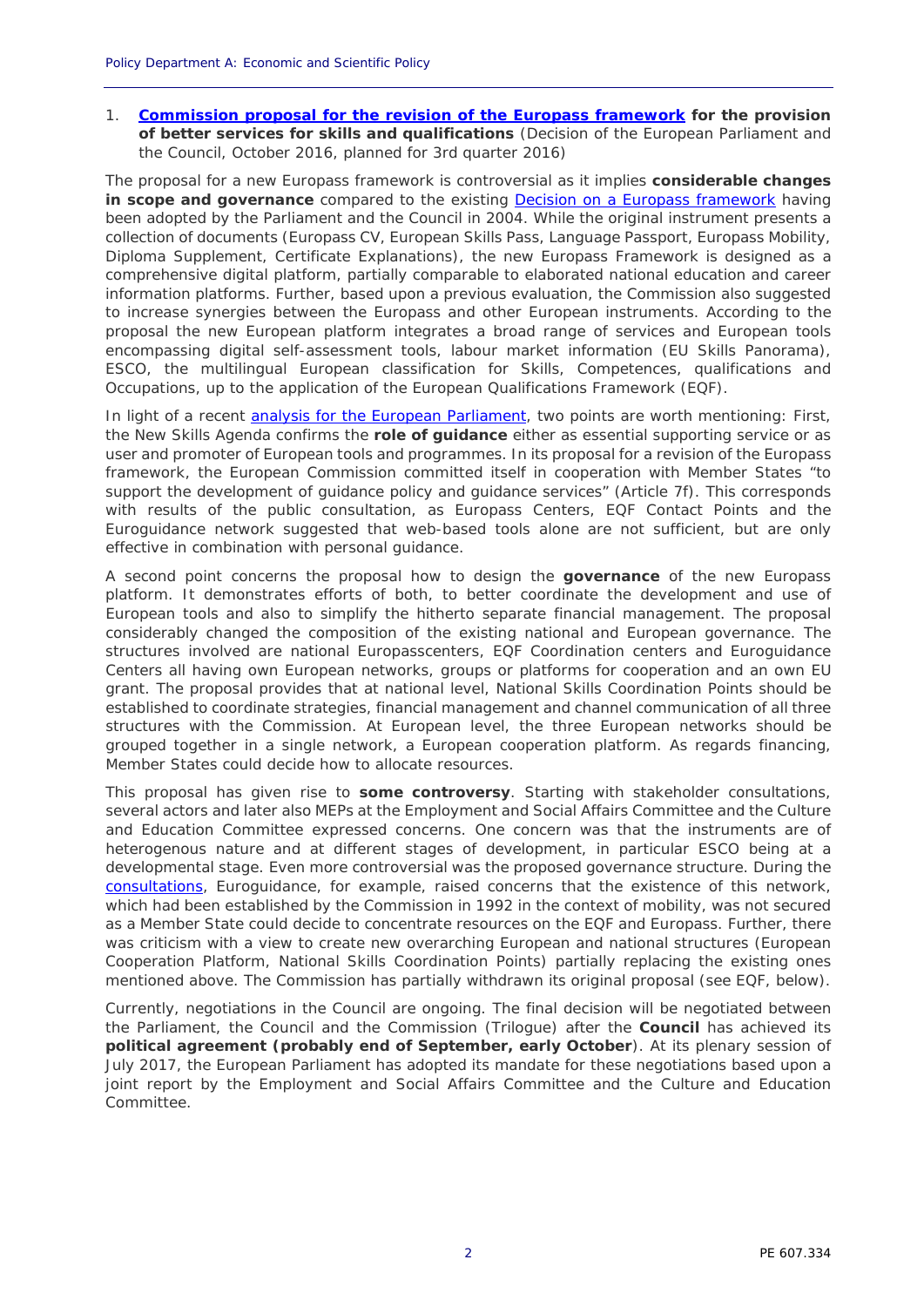1. **[Commission proposal for the revision of the Europass framework](#) for the provision of better services for skills and qualifications** (Decision of the European Parliament and the Council, October 2016, planned for 3rd quarter 2016)

The proposal for a new Europass framework is controversial as it implies **considerable changes in scope and governance** compared to the existing [Decision on a Europass framework](#) having been adopted by the Parliament and the Council in 2004. While the original instrument presents a collection of documents (Europass CV, European Skills Pass, Language Passport, Europass Mobility, Diploma Supplement, Certificate Explanations), the new Europass Framework is designed as a comprehensive digital platform, partially comparable to elaborated national education and career information platforms. Further, based upon a previous evaluation, the Commission also suggested to increase synergies between the Europass and other European instruments. According to the proposal the new European platform integrates a broad range of services and European tools encompassing digital self-assessment tools, labour market information (EU Skills Panorama), ESCO, the multilingual European classification for Skills, Competences, qualifications and Occupations, up to the application of the European Qualifications Framework (EQF).

In light of a recent [analysis for the European Parliament](#), two points are worth mentioning: First, the New Skills Agenda confirms the **role of guidance** either as essential supporting service or as user and promoter of European tools and programmes. In its proposal for a revision of the Europass framework, the European Commission committed itself in cooperation with Member States "to support the development of guidance policy and guidance services" (Article 7f). This corresponds with results of the public consultation, as Europass Centers, EQF Contact Points and the Euroguidance network suggested that web-based tools alone are not sufficient, but are only effective in combination with personal guidance.

A second point concerns the proposal how to design the **governance** of the new Europass platform. It demonstrates efforts of both, to better coordinate the development and use of European tools and also to simplify the hitherto separate financial management. The proposal considerably changed the composition of the existing national and European governance. The structures involved are national Europasscenters, EQF Coordination centers and Euroguidance Centers all having own European networks, groups or platforms for cooperation and an own EU grant. The proposal provides that at national level, National Skills Coordination Points should be established to coordinate strategies, financial management and channel communication of all three structures with the Commission. At European level, the three European networks should be grouped together in a single network, a European cooperation platform. As regards financing, Member States could decide how to allocate resources.

This proposal has given rise to **some controversy**. Starting with stakeholder consultations, several actors and later also MEPs at the Employment and Social Affairs Committee and the Culture and Education Committee expressed concerns. One concern was that the instruments are of heterogenous nature and at different stages of development, in particular ESCO being at a developmental stage. Even more controversial was the proposed governance structure. During the [consultations](#), Euroguidance, for example, raised concerns that the existence of this network, which had been established by the Commission in 1992 in the context of mobility, was not secured as a Member State could decide to concentrate resources on the EQF and Europass. Further, there was criticism with a view to create new overarching European and national structures (European Cooperation Platform, National Skills Coordination Points) partially replacing the existing ones mentioned above. The Commission has partially withdrawn its original proposal (see EQF, below).

Currently, negotiations in the Council are ongoing. The final decision will be negotiated between the Parliament, the Council and the Commission (Trilogue) after the **Council** has achieved its **political agreement (probably end of September, early October**). At its plenary session of July 2017, the European Parliament has adopted its mandate for these negotiations based upon a joint report by the Employment and Social Affairs Committee and the Culture and Education Committee.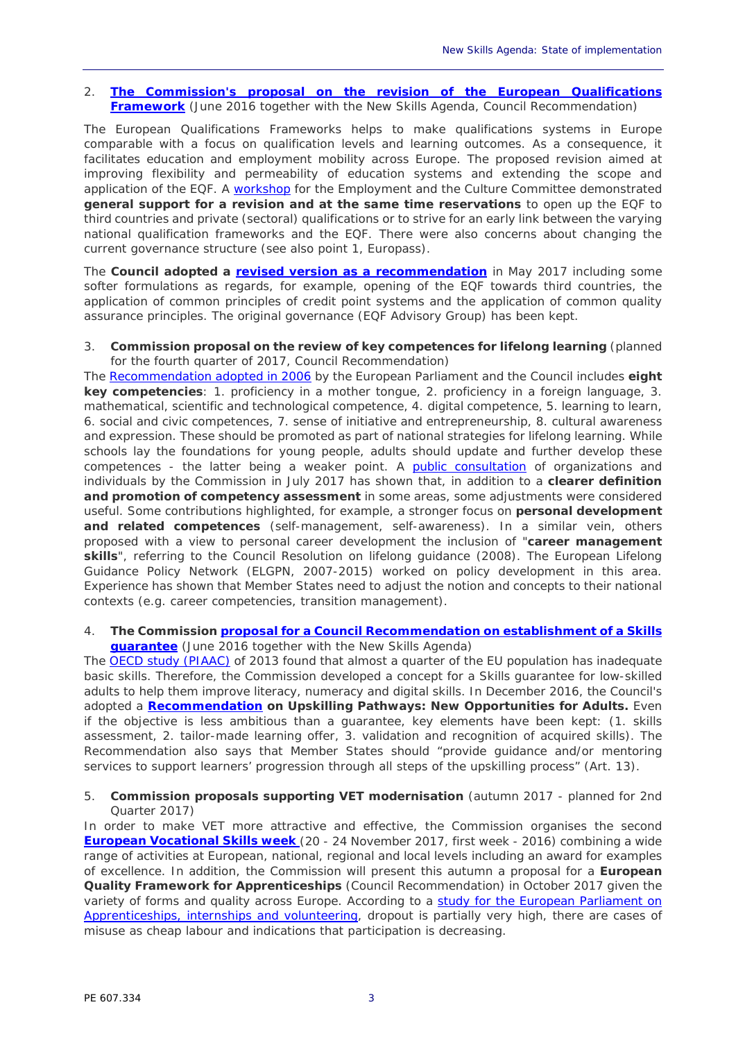2. **The Commission's proposal on the revision of the European Qualifications Framework** (June 2016 together with the New Skills Agenda, Council Recommendation)

The European Qualifications Frameworks helps to make qualifications systems in Europe comparable with a focus on qualification levels and learning outcomes. As a consequence, it facilitates education and employment mobility across Europe. The proposed revision aimed at improving flexibility and permeability of education systems and extending the scope and application of the EQF. A workshop for the Employment and the Culture Committee demonstrated **general support for a revision and at the same time reservations** to open up the EQF to third countries and private (sectoral) qualifications or to strive for an early link between the varying national qualification frameworks and the EQF. There were also concerns about changing the current governance structure (see also point 1, Europass).

The **Council adopted a revised version as a recommendation** in May 2017 including some softer formulations as regards, for example, opening of the EQF towards third countries, the application of common principles of credit point systems and the application of common quality assurance principles. The original governance (EQF Advisory Group) has been kept.

3. **Commission proposal on the review of key competences for lifelong learning** (planned for the fourth quarter of 2017, Council Recommendation)

The Recommendation adopted in 2006 by the European Parliament and the Council includes **eight key competencies**: 1. proficiency in a mother tongue, 2. proficiency in a foreign language, 3. mathematical, scientific and technological competence, 4. digital competence, 5. learning to learn, 6. social and civic competences, 7. sense of initiative and entrepreneurship, 8. cultural awareness and expression. These should be promoted as part of national strategies for lifelong learning. While schools lay the foundations for young people, adults should update and further develop these competences - the latter being a weaker point. A public consultation of organizations and individuals by the Commission in July 2017 has shown that, in addition to a **clearer definition and promotion of competency assessment** in some areas, some adjustments were considered useful. Some contributions highlighted, for example, a stronger focus on **personal development and related competences** (self-management, self-awareness). In a similar vein, others proposed with a view to personal career development the inclusion of "**career management skills**", referring to the Council Resolution on lifelong guidance (2008). The European Lifelong Guidance Policy Network (ELGPN, 2007-2015) worked on policy development in this area. Experience has shown that Member States need to adjust the notion and concepts to their national contexts (e.g. career competencies, transition management).

4. **The Commission proposal for a Council Recommendation on establishment of a Skills guarantee** (June 2016 together with the New Skills Agenda)

The OECD study (PIAAC) of 2013 found that almost a quarter of the EU population has inadequate basic skills. Therefore, the Commission developed a concept for a Skills guarantee for low-skilled adults to help them improve literacy, numeracy and digital skills. In December 2016, the Council's adopted a **Recommendation on Upskilling Pathways: New Opportunities for Adults.** Even if the objective is less ambitious than a guarantee, key elements have been kept: (1. skills assessment, 2. tailor-made learning offer, 3. validation and recognition of acquired skills). The Recommendation also says that Member States should "provide guidance and/or mentoring services to support learners' progression through all steps of the upskilling process" (Art. 13).

5. **Commission proposals supporting VET modernisation** (autumn 2017 - planned for 2nd Quarter 2017)

In order to make VET more attractive and effective, the Commission organises the second **European Vocational Skills week** (20 - 24 November 2017, first week - 2016) combining a wide range of activities at European, national, regional and local levels including an award for examples of excellence. In addition, the Commission will present this autumn a proposal for a **European Quality Framework for Apprenticeships** (Council Recommendation) in October 2017 given the variety of forms and quality across Europe. According to a study for the European Parliament on Apprenticeships, internships and volunteering, dropout is partially very high, there are cases of misuse as cheap labour and indications that participation is decreasing.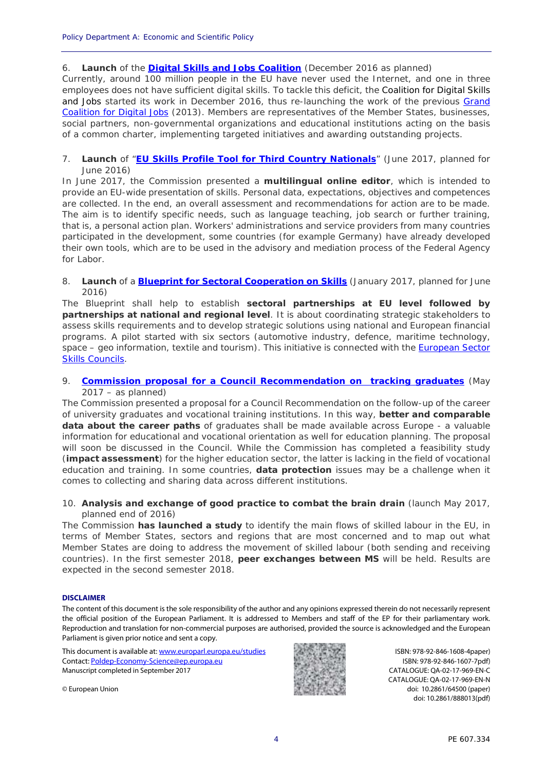6. **Launch** of the **Digital Skills and Jobs Coalition** (December 2016 as planned)

Currently, around 100 million people in the EU have never used the Internet, and one in three employees does not have sufficient digital skills. To tackle this deficit, the Coalition for Digital Skills and Jobs started its work in December 2016, thus re-launching the work of the previous Grand Coalition for Digital Jobs (2013). Members are representatives of the Member States, businesses, social partners, non-governmental organizations and educational institutions acting on the basis of a common charter, implementing targeted initiatives and awarding outstanding projects.

7. **Launch** of "**EU Skills Profile Tool for Third Country Nationals**" (June 2017, planned for June 2016)

In June 2017, the Commission presented a **multilingual online editor**, which is intended to provide an EU-wide presentation of skills. Personal data, expectations, objectives and competences are collected. In the end, an overall assessment and recommendations for action are to be made. The aim is to identify specific needs, such as language teaching, job search or further training, that is, a personal action plan. Workers' administrations and service providers from many countries participated in the development, some countries (for example Germany) have already developed their own tools, which are to be used in the advisory and mediation process of the Federal Agency for Labor.

8. **Launch** of a **Blueprint for Sectoral Cooperation on Skills** (January 2017, planned for June 2016)

The Blueprint shall help to establish **sectoral partnerships at EU level followed by partnerships at national and regional level**. It is about coordinating strategic stakeholders to assess skills requirements and to develop strategic solutions using national and European financial programs. A pilot started with six sectors (automotive industry, defence, maritime technology, space – geo information, textile and tourism). This initiative is connected with the European Sector Skills Councils.

9. **Commission proposal for a Council Recommendation on tracking graduates** (May 2017 – as planned)

The Commission presented a proposal for a Council Recommendation on the follow-up of the career of university graduates and vocational training institutions. In this way, **better and comparable data about the career paths** of graduates shall be made available across Europe - a valuable information for educational and vocational orientation as well for education planning. The proposal will soon be discussed in the Council. While the Commission has completed a feasibility study (**impact assessment**) for the higher education sector, the latter is lacking in the field of vocational education and training. In some countries, **data protection** issues may be a challenge when it comes to collecting and sharing data across different institutions.

10. **Analysis and exchange of good practice to combat the brain drain** (launch May 2017, planned end of 2016)

The Commission **has launched a study** to identify the main flows of skilled labour in the EU, in terms of Member States, sectors and regions that are most concerned and to map out what Member States are doing to address the movement of skilled labour (both sending and receiving countries). In the first semester 2018, **peer exchanges between MS** will be held. Results are expected in the second semester 2018.

**DISCLAIMER**

The content of this document is the sole responsibility of the author and any opinions expressed therein do not necessarily represent the official position of the European Parliament. It is addressed to Members and staff of the EP for their parliamentary work. Reproduction and translation for non-commercial purposes are authorised, provided the source is acknowledged and the European Parliament is given prior notice and sent a copy.

This document is available at: www.europarl.europa.eu/studies
Contact: Poldep-Economy-Science@ep.europa.eu
Manuscript completed in September 2017

© European Union

ISBN: 978-92-846-1608-4paper)
ISBN: 978-92-846-1607-7pdf)
CATALOGUE: QA-02-17-969-EN-C
CATALOGUE: QA-02-17-969-EN-N
doi: 10.2861/64500 (paper)
doi: 10.2861/888013(pdf)